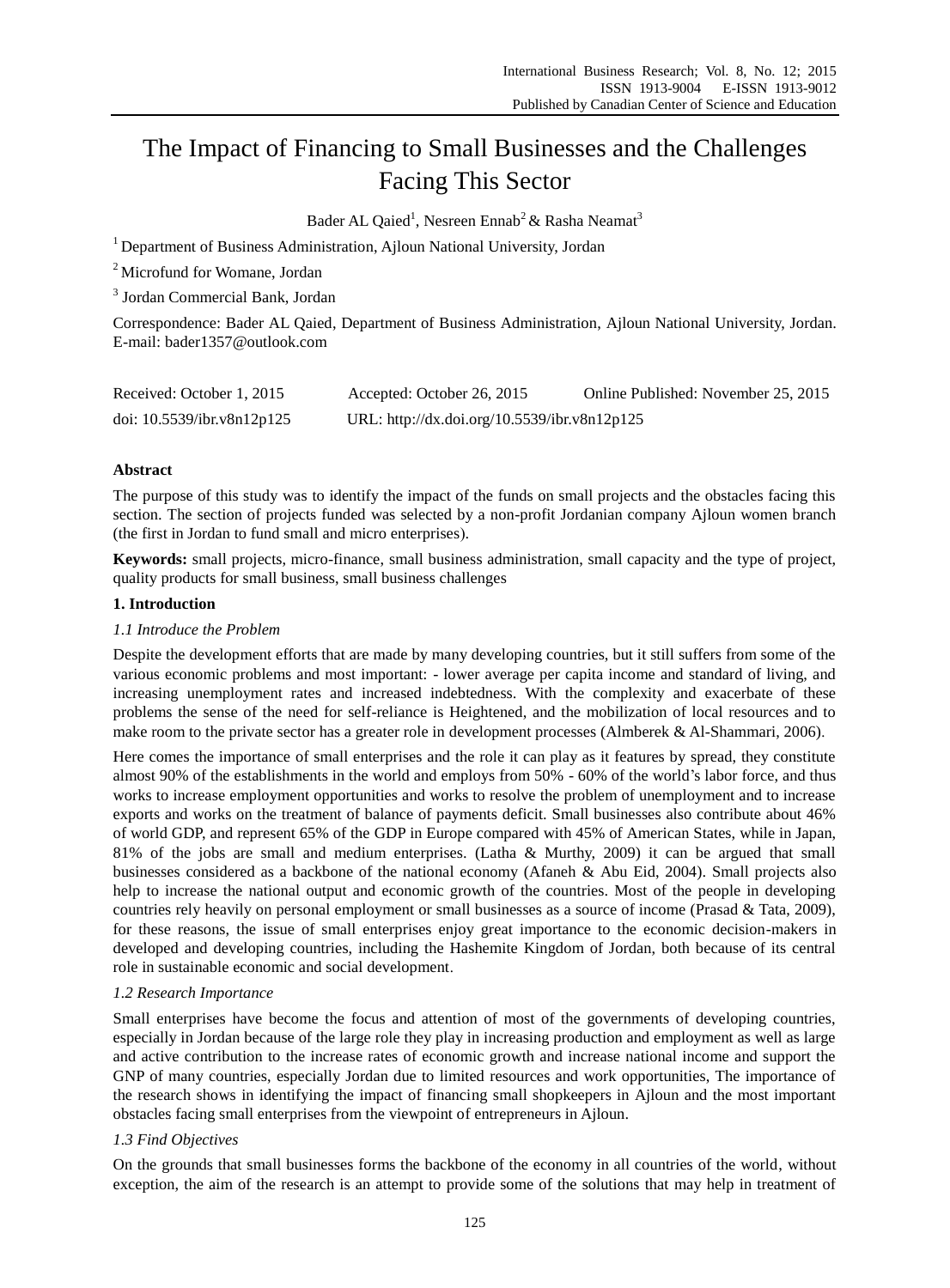# The Impact of Financing to Small Businesses and the Challenges Facing This Sector

Bader AL Qaied[1], Nesreen Ennab[2] & Rasha Neamat[3]

[1] Department of Business Administration, Ajloun National University, Jordan

[2] Microfund for Womane, Jordan

[3] Jordan Commercial Bank, Jordan

Correspondence: Bader AL Qaied, Department of Business Administration, Ajloun National University, Jordan. E-mail: bader1357@outlook.com

| Received: October 1, 2015 | Accepted: October 26, 2015 | Online Published: November 25, 2015 |
|---|---|---|
| doi: 10.5539/ibr.v8n12p125 | URL: http://dx.doi.org/10.5539/ibr.v8n12p125 | |

**Abstract**

The purpose of this study was to identify the impact of the funds on small projects and the obstacles facing this section. The section of projects funded was selected by a non-profit Jordanian company Ajloun women branch (the first in Jordan to fund small and micro enterprises).

**Keywords:** small projects, micro-finance, small business administration, small capacity and the type of project, quality products for small business, small business challenges

## 1. Introduction

### *1.1 Introduce the Problem*

Despite the development efforts that are made by many developing countries, but it still suffers from some of the various economic problems and most important: - lower average per capita income and standard of living, and increasing unemployment rates and increased indebtedness. With the complexity and exacerbate of these problems the sense of the need for self-reliance is Heightened, and the mobilization of local resources and to make room to the private sector has a greater role in development processes (Almberek & Al-Shammari, 2006).

Here comes the importance of small enterprises and the role it can play as it features by spread, they constitute almost 90% of the establishments in the world and employs from 50% - 60% of the world's labor force, and thus works to increase employment opportunities and works to resolve the problem of unemployment and to increase exports and works on the treatment of balance of payments deficit. Small businesses also contribute about 46% of world GDP, and represent 65% of the GDP in Europe compared with 45% of American States, while in Japan, 81% of the jobs are small and medium enterprises. (Latha & Murthy, 2009) it can be argued that small businesses considered as a backbone of the national economy (Afaneh & Abu Eid, 2004). Small projects also help to increase the national output and economic growth of the countries. Most of the people in developing countries rely heavily on personal employment or small businesses as a source of income (Prasad & Tata, 2009), for these reasons, the issue of small enterprises enjoy great importance to the economic decision-makers in developed and developing countries, including the Hashemite Kingdom of Jordan, both because of its central role in sustainable economic and social development.

### *1.2 Research Importance*

Small enterprises have become the focus and attention of most of the governments of developing countries, especially in Jordan because of the large role they play in increasing production and employment as well as large and active contribution to the increase rates of economic growth and increase national income and support the GNP of many countries, especially Jordan due to limited resources and work opportunities, The importance of the research shows in identifying the impact of financing small shopkeepers in Ajloun and the most important obstacles facing small enterprises from the viewpoint of entrepreneurs in Ajloun.

### *1.3 Find Objectives*

On the grounds that small businesses forms the backbone of the economy in all countries of the world, without exception, the aim of the research is an attempt to provide some of the solutions that may help in treatment of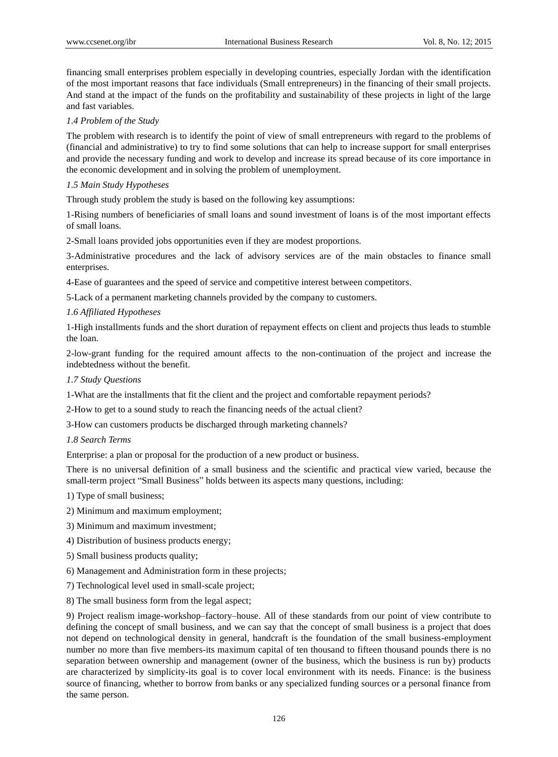financing small enterprises problem especially in developing countries, especially Jordan with the identification of the most important reasons that face individuals (Small entrepreneurs) in the financing of their small projects. And stand at the impact of the funds on the profitability and sustainability of these projects in light of the large and fast variables.

### *1.4 Problem of the Study*

The problem with research is to identify the point of view of small entrepreneurs with regard to the problems of (financial and administrative) to try to find some solutions that can help to increase support for small enterprises and provide the necessary funding and work to develop and increase its spread because of its core importance in the economic development and in solving the problem of unemployment.

### *1.5 Main Study Hypotheses*

Through study problem the study is based on the following key assumptions:

1-Rising numbers of beneficiaries of small loans and sound investment of loans is of the most important effects of small loans.

2-Small loans provided jobs opportunities even if they are modest proportions.

3-Administrative procedures and the lack of advisory services are of the main obstacles to finance small enterprises.

4-Ease of guarantees and the speed of service and competitive interest between competitors.

5-Lack of a permanent marketing channels provided by the company to customers.

### *1.6 Affiliated Hypotheses*

1-High installments funds and the short duration of repayment effects on client and projects thus leads to stumble the loan.

2-low-grant funding for the required amount affects to the non-continuation of the project and increase the indebtedness without the benefit.

### *1.7 Study Questions*

1-What are the installments that fit the client and the project and comfortable repayment periods?

2-How to get to a sound study to reach the financing needs of the actual client?

3-How can customers products be discharged through marketing channels?

### *1.8 Search Terms*

Enterprise: a plan or proposal for the production of a new product or business.

There is no universal definition of a small business and the scientific and practical view varied, because the small-term project "Small Business" holds between its aspects many questions, including:

1) Type of small business;

2) Minimum and maximum employment;

3) Minimum and maximum investment;

4) Distribution of business products energy;

5) Small business products quality;

6) Management and Administration form in these projects;

7) Technological level used in small-scale project;

8) The small business form from the legal aspect;

9) Project realism image-workshop–factory–house. All of these standards from our point of view contribute to defining the concept of small business, and we can say that the concept of small business is a project that does not depend on technological density in general, handcraft is the foundation of the small business-employment number no more than five members-its maximum capital of ten thousand to fifteen thousand pounds there is no separation between ownership and management (owner of the business, which the business is run by) products are characterized by simplicity-its goal is to cover local environment with its needs. Finance: is the business source of financing, whether to borrow from banks or any specialized funding sources or a personal finance from the same person.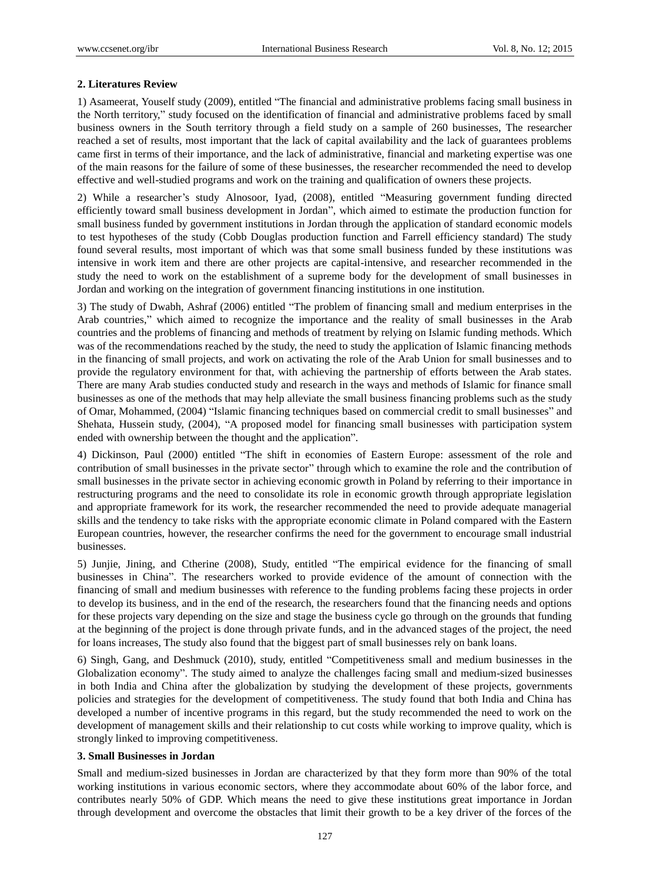## 2. Literatures Review

1) Asameerat, Youself study (2009), entitled "The financial and administrative problems facing small business in the North territory," study focused on the identification of financial and administrative problems faced by small business owners in the South territory through a field study on a sample of 260 businesses, The researcher reached a set of results, most important that the lack of capital availability and the lack of guarantees problems came first in terms of their importance, and the lack of administrative, financial and marketing expertise was one of the main reasons for the failure of some of these businesses, the researcher recommended the need to develop effective and well-studied programs and work on the training and qualification of owners these projects.

2) While a researcher's study Alnosoor, Iyad, (2008), entitled "Measuring government funding directed efficiently toward small business development in Jordan", which aimed to estimate the production function for small business funded by government institutions in Jordan through the application of standard economic models to test hypotheses of the study (Cobb Douglas production function and Farrell efficiency standard) The study found several results, most important of which was that some small business funded by these institutions was intensive in work item and there are other projects are capital-intensive, and researcher recommended in the study the need to work on the establishment of a supreme body for the development of small businesses in Jordan and working on the integration of government financing institutions in one institution.

3) The study of Dwabh, Ashraf (2006) entitled "The problem of financing small and medium enterprises in the Arab countries," which aimed to recognize the importance and the reality of small businesses in the Arab countries and the problems of financing and methods of treatment by relying on Islamic funding methods. Which was of the recommendations reached by the study, the need to study the application of Islamic financing methods in the financing of small projects, and work on activating the role of the Arab Union for small businesses and to provide the regulatory environment for that, with achieving the partnership of efforts between the Arab states. There are many Arab studies conducted study and research in the ways and methods of Islamic for finance small businesses as one of the methods that may help alleviate the small business financing problems such as the study of Omar, Mohammed, (2004) "Islamic financing techniques based on commercial credit to small businesses" and Shehata, Hussein study, (2004), "A proposed model for financing small businesses with participation system ended with ownership between the thought and the application".

4) Dickinson, Paul (2000) entitled "The shift in economies of Eastern Europe: assessment of the role and contribution of small businesses in the private sector" through which to examine the role and the contribution of small businesses in the private sector in achieving economic growth in Poland by referring to their importance in restructuring programs and the need to consolidate its role in economic growth through appropriate legislation and appropriate framework for its work, the researcher recommended the need to provide adequate managerial skills and the tendency to take risks with the appropriate economic climate in Poland compared with the Eastern European countries, however, the researcher confirms the need for the government to encourage small industrial businesses.

5) Junjie, Jining, and Ctherine (2008), Study, entitled "The empirical evidence for the financing of small businesses in China". The researchers worked to provide evidence of the amount of connection with the financing of small and medium businesses with reference to the funding problems facing these projects in order to develop its business, and in the end of the research, the researchers found that the financing needs and options for these projects vary depending on the size and stage the business cycle go through on the grounds that funding at the beginning of the project is done through private funds, and in the advanced stages of the project, the need for loans increases, The study also found that the biggest part of small businesses rely on bank loans.

6) Singh, Gang, and Deshmuck (2010), study, entitled "Competitiveness small and medium businesses in the Globalization economy". The study aimed to analyze the challenges facing small and medium-sized businesses in both India and China after the globalization by studying the development of these projects, governments policies and strategies for the development of competitiveness. The study found that both India and China has developed a number of incentive programs in this regard, but the study recommended the need to work on the development of management skills and their relationship to cut costs while working to improve quality, which is strongly linked to improving competitiveness.

## 3. Small Businesses in Jordan

Small and medium-sized businesses in Jordan are characterized by that they form more than 90% of the total working institutions in various economic sectors, where they accommodate about 60% of the labor force, and contributes nearly 50% of GDP. Which means the need to give these institutions great importance in Jordan through development and overcome the obstacles that limit their growth to be a key driver of the forces of the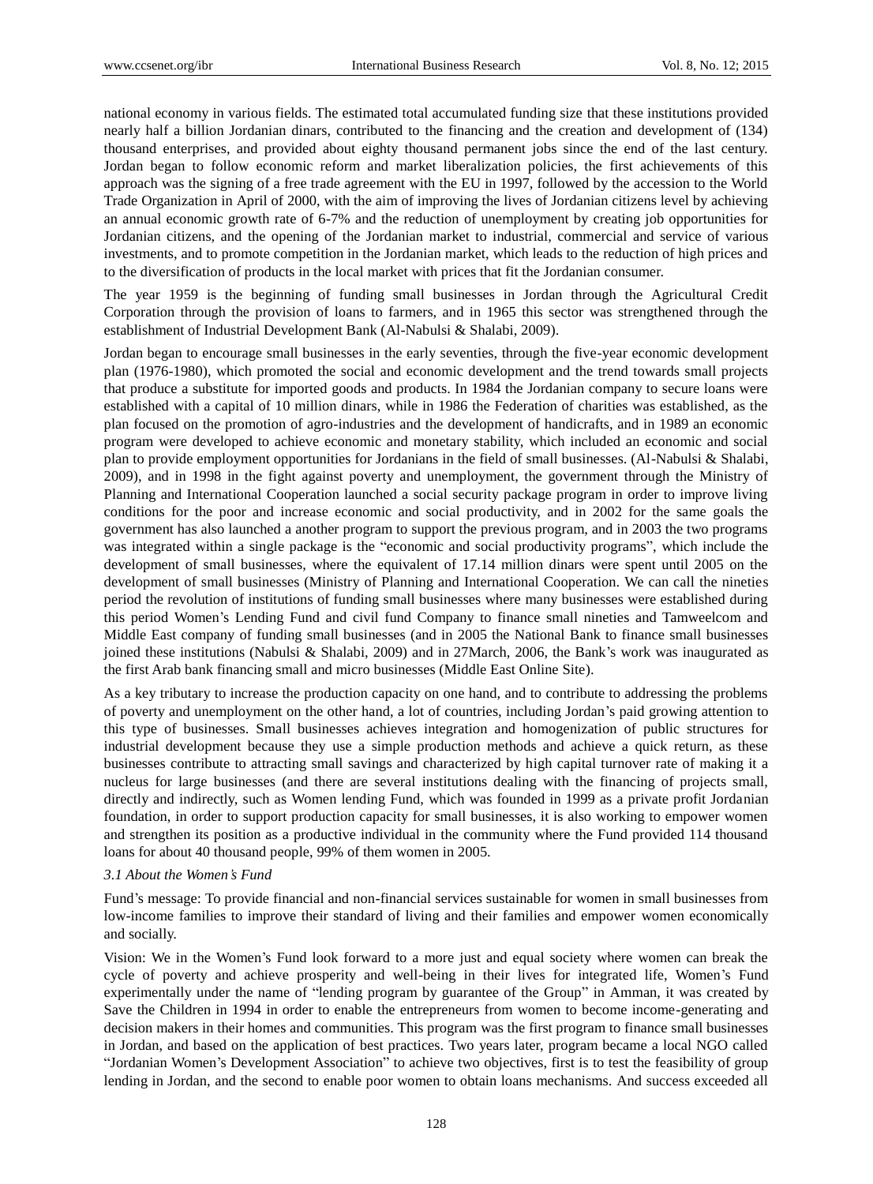national economy in various fields. The estimated total accumulated funding size that these institutions provided nearly half a billion Jordanian dinars, contributed to the financing and the creation and development of (134) thousand enterprises, and provided about eighty thousand permanent jobs since the end of the last century. Jordan began to follow economic reform and market liberalization policies, the first achievements of this approach was the signing of a free trade agreement with the EU in 1997, followed by the accession to the World Trade Organization in April of 2000, with the aim of improving the lives of Jordanian citizens level by achieving an annual economic growth rate of 6-7% and the reduction of unemployment by creating job opportunities for Jordanian citizens, and the opening of the Jordanian market to industrial, commercial and service of various investments, and to promote competition in the Jordanian market, which leads to the reduction of high prices and to the diversification of products in the local market with prices that fit the Jordanian consumer.

The year 1959 is the beginning of funding small businesses in Jordan through the Agricultural Credit Corporation through the provision of loans to farmers, and in 1965 this sector was strengthened through the establishment of Industrial Development Bank (Al-Nabulsi & Shalabi, 2009).

Jordan began to encourage small businesses in the early seventies, through the five-year economic development plan (1976-1980), which promoted the social and economic development and the trend towards small projects that produce a substitute for imported goods and products. In 1984 the Jordanian company to secure loans were established with a capital of 10 million dinars, while in 1986 the Federation of charities was established, as the plan focused on the promotion of agro-industries and the development of handicrafts, and in 1989 an economic program were developed to achieve economic and monetary stability, which included an economic and social plan to provide employment opportunities for Jordanians in the field of small businesses. (Al-Nabulsi & Shalabi, 2009), and in 1998 in the fight against poverty and unemployment, the government through the Ministry of Planning and International Cooperation launched a social security package program in order to improve living conditions for the poor and increase economic and social productivity, and in 2002 for the same goals the government has also launched a another program to support the previous program, and in 2003 the two programs was integrated within a single package is the "economic and social productivity programs", which include the development of small businesses, where the equivalent of 17.14 million dinars were spent until 2005 on the development of small businesses (Ministry of Planning and International Cooperation. We can call the nineties period the revolution of institutions of funding small businesses where many businesses were established during this period Women's Lending Fund and civil fund Company to finance small nineties and Tamweelcom and Middle East company of funding small businesses (and in 2005 the National Bank to finance small businesses joined these institutions (Nabulsi & Shalabi, 2009) and in 27March, 2006, the Bank's work was inaugurated as the first Arab bank financing small and micro businesses (Middle East Online Site).

As a key tributary to increase the production capacity on one hand, and to contribute to addressing the problems of poverty and unemployment on the other hand, a lot of countries, including Jordan's paid growing attention to this type of businesses. Small businesses achieves integration and homogenization of public structures for industrial development because they use a simple production methods and achieve a quick return, as these businesses contribute to attracting small savings and characterized by high capital turnover rate of making it a nucleus for large businesses (and there are several institutions dealing with the financing of projects small, directly and indirectly, such as Women lending Fund, which was founded in 1999 as a private profit Jordanian foundation, in order to support production capacity for small businesses, it is also working to empower women and strengthen its position as a productive individual in the community where the Fund provided 114 thousand loans for about 40 thousand people, 99% of them women in 2005.

### *3.1 About the Women's Fund*

Fund's message: To provide financial and non-financial services sustainable for women in small businesses from low-income families to improve their standard of living and their families and empower women economically and socially.

Vision: We in the Women's Fund look forward to a more just and equal society where women can break the cycle of poverty and achieve prosperity and well-being in their lives for integrated life, Women's Fund experimentally under the name of "lending program by guarantee of the Group" in Amman, it was created by Save the Children in 1994 in order to enable the entrepreneurs from women to become income-generating and decision makers in their homes and communities. This program was the first program to finance small businesses in Jordan, and based on the application of best practices. Two years later, program became a local NGO called "Jordanian Women's Development Association" to achieve two objectives, first is to test the feasibility of group lending in Jordan, and the second to enable poor women to obtain loans mechanisms. And success exceeded all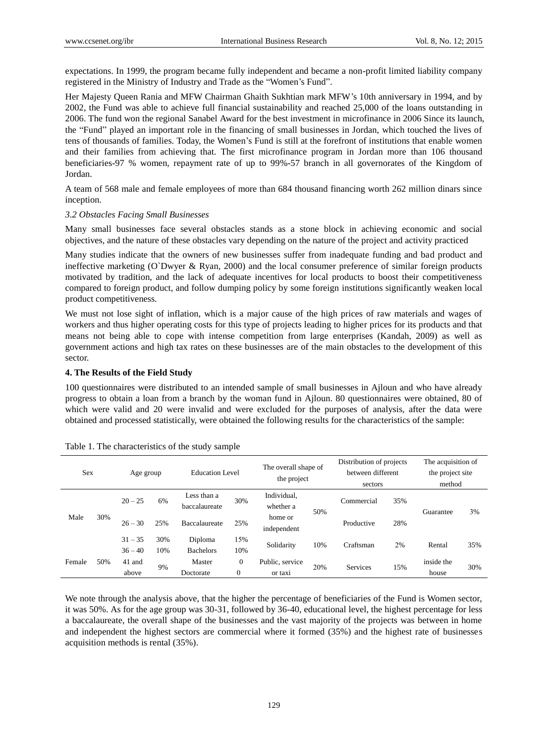expectations. In 1999, the program became fully independent and became a non-profit limited liability company registered in the Ministry of Industry and Trade as the "Women's Fund".

Her Majesty Queen Rania and MFW Chairman Ghaith Sukhtian mark MFW's 10th anniversary in 1994, and by 2002, the Fund was able to achieve full financial sustainability and reached 25,000 of the loans outstanding in 2006. The fund won the regional Sanabel Award for the best investment in microfinance in 2006 Since its launch, the "Fund" played an important role in the financing of small businesses in Jordan, which touched the lives of tens of thousands of families. Today, the Women's Fund is still at the forefront of institutions that enable women and their families from achieving that. The first microfinance program in Jordan more than 106 thousand beneficiaries-97 % women, repayment rate of up to 99%-57 branch in all governorates of the Kingdom of Jordan.

A team of 568 male and female employees of more than 684 thousand financing worth 262 million dinars since inception.

### *3.2 Obstacles Facing Small Businesses*

Many small businesses face several obstacles stands as a stone block in achieving economic and social objectives, and the nature of these obstacles vary depending on the nature of the project and activity practiced

Many studies indicate that the owners of new businesses suffer from inadequate funding and bad product and ineffective marketing (O`Dwyer & Ryan, 2000) and the local consumer preference of similar foreign products motivated by tradition, and the lack of adequate incentives for local products to boost their competitiveness compared to foreign product, and follow dumping policy by some foreign institutions significantly weaken local product competitiveness.

We must not lose sight of inflation, which is a major cause of the high prices of raw materials and wages of workers and thus higher operating costs for this type of projects leading to higher prices for its products and that means not being able to cope with intense competition from large enterprises (Kandah, 2009) as well as government actions and high tax rates on these businesses are of the main obstacles to the development of this sector.

## 4. The Results of the Field Study

100 questionnaires were distributed to an intended sample of small businesses in Ajloun and who have already progress to obtain a loan from a branch by the woman fund in Ajloun. 80 questionnaires were obtained, 80 of which were valid and 20 were invalid and were excluded for the purposes of analysis, after the data were obtained and processed statistically, were obtained the following results for the characteristics of the sample:

Table 1. The characteristics of the study sample

| Sex | | Age group | | Education Level | | The overall shape of the project | | Distribution of projects between different sectors | | The acquisition of the project site method | |
|---|---|---|---|---|---|---|---|---|---|---|---|
| Male | 30% | 20 – 25 | 6% | Less than a baccalaureate | 30% | Individual, whether a home or independent | 50% | Commercial | 35% | Guarantee | 3% |
| | | 26 – 30 | 25% | Baccalaureate | 25% | | | Productive | 28% | | |
| | | 31 – 35 | 30% | Diploma | 15% | Solidarity | 10% | Craftsman | 2% | Rental | 35% |
| | | 36 – 40 | 10% | Bachelors | 10% | | | | | | |
| Female | 50% | 41 and above | 9% | Master | 0 | Public, service or taxi | 20% | Services | 15% | inside the house | 30% |
| | | | | Doctorate | 0 | | | | | | |

We note through the analysis above, that the higher the percentage of beneficiaries of the Fund is Women sector, it was 50%. As for the age group was 30-31, followed by 36-40, educational level, the highest percentage for less a baccalaureate, the overall shape of the businesses and the vast majority of the projects was between in home and independent the highest sectors are commercial where it formed (35%) and the highest rate of businesses acquisition methods is rental (35%).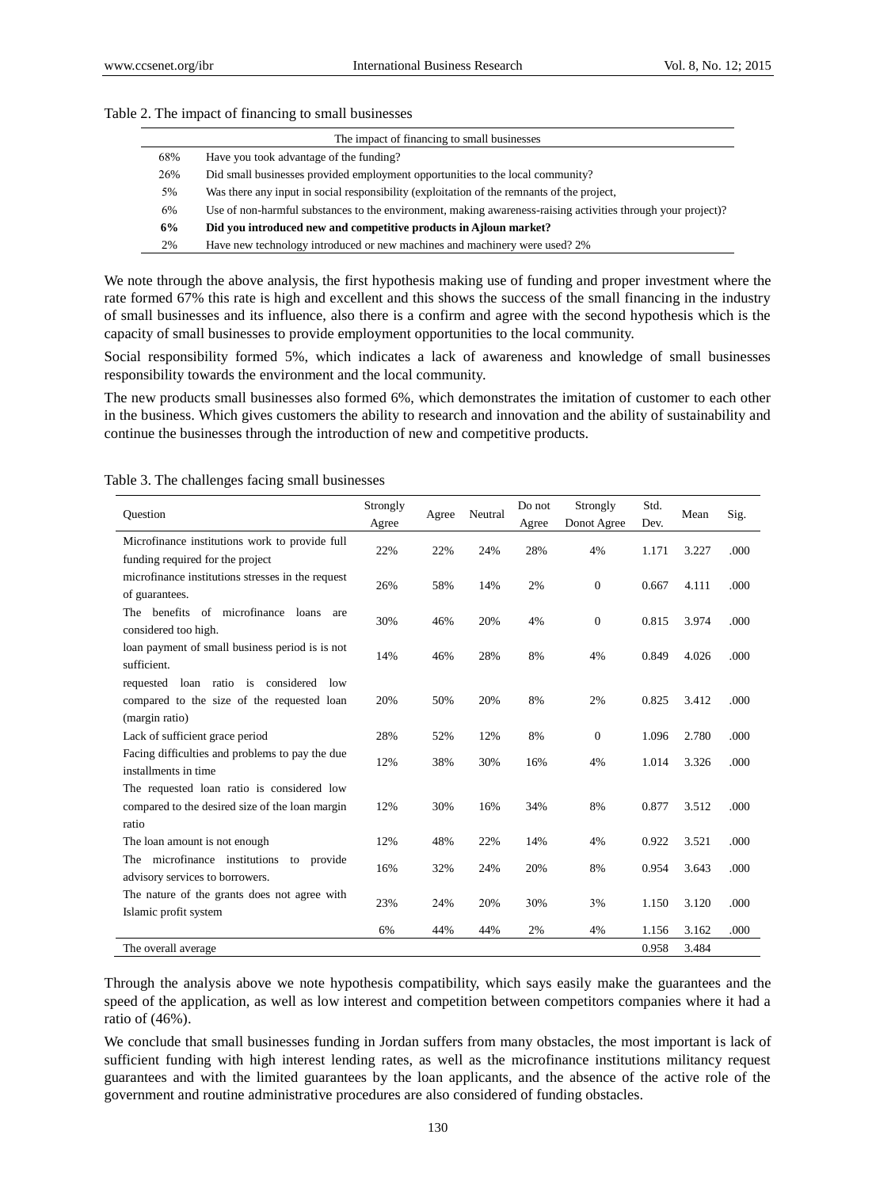Table 2. The impact of financing to small businesses

| The impact of financing to small businesses | |
|---|---|
| 68% | Have you took advantage of the funding? |
| 26% | Did small businesses provided employment opportunities to the local community? |
| 5% | Was there any input in social responsibility (exploitation of the remnants of the project, |
| 6% | Use of non-harmful substances to the environment, making awareness-raising activities through your project)? |
| **6%** | **Did you introduced new and competitive products in Ajloun market?** |
| 2% | Have new technology introduced or new machines and machinery were used? 2% |

We note through the above analysis, the first hypothesis making use of funding and proper investment where the rate formed 67% this rate is high and excellent and this shows the success of the small financing in the industry of small businesses and its influence, also there is a confirm and agree with the second hypothesis which is the capacity of small businesses to provide employment opportunities to the local community.

Social responsibility formed 5%, which indicates a lack of awareness and knowledge of small businesses responsibility towards the environment and the local community.

The new products small businesses also formed 6%, which demonstrates the imitation of customer to each other in the business. Which gives customers the ability to research and innovation and the ability of sustainability and continue the businesses through the introduction of new and competitive products.

Table 3. The challenges facing small businesses

| Question | Strongly Agree | Agree | Neutral | Do not Agree | Strongly Donot Agree | Std. Dev. | Mean | Sig. |
|---|---|---|---|---|---|---|---|---|
| Microfinance institutions work to provide full funding required for the project | 22% | 22% | 24% | 28% | 4% | 1.171 | 3.227 | .000 |
| microfinance institutions stresses in the request of guarantees. | 26% | 58% | 14% | 2% | 0 | 0.667 | 4.111 | .000 |
| The benefits of microfinance loans are considered too high. | 30% | 46% | 20% | 4% | 0 | 0.815 | 3.974 | .000 |
| loan payment of small business period is is not sufficient. | 14% | 46% | 28% | 8% | 4% | 0.849 | 4.026 | .000 |
| requested loan ratio is considered low compared to the size of the requested loan (margin ratio) | 20% | 50% | 20% | 8% | 2% | 0.825 | 3.412 | .000 |
| Lack of sufficient grace period | 28% | 52% | 12% | 8% | 0 | 1.096 | 2.780 | .000 |
| Facing difficulties and problems to pay the due installments in time | 12% | 38% | 30% | 16% | 4% | 1.014 | 3.326 | .000 |
| The requested loan ratio is considered low compared to the desired size of the loan margin ratio | 12% | 30% | 16% | 34% | 8% | 0.877 | 3.512 | .000 |
| The loan amount is not enough | 12% | 48% | 22% | 14% | 4% | 0.922 | 3.521 | .000 |
| The microfinance institutions to provide advisory services to borrowers. | 16% | 32% | 24% | 20% | 8% | 0.954 | 3.643 | .000 |
| The nature of the grants does not agree with Islamic profit system | 23% | 24% | 20% | 30% | 3% | 1.150 | 3.120 | .000 |
| | 6% | 44% | 44% | 2% | 4% | 1.156 | 3.162 | .000 |
| The overall average | | | | | | 0.958 | 3.484 | |

Through the analysis above we note hypothesis compatibility, which says easily make the guarantees and the speed of the application, as well as low interest and competition between competitors companies where it had a ratio of (46%).

We conclude that small businesses funding in Jordan suffers from many obstacles, the most important is lack of sufficient funding with high interest lending rates, as well as the microfinance institutions militancy request guarantees and with the limited guarantees by the loan applicants, and the absence of the active role of the government and routine administrative procedures are also considered of funding obstacles.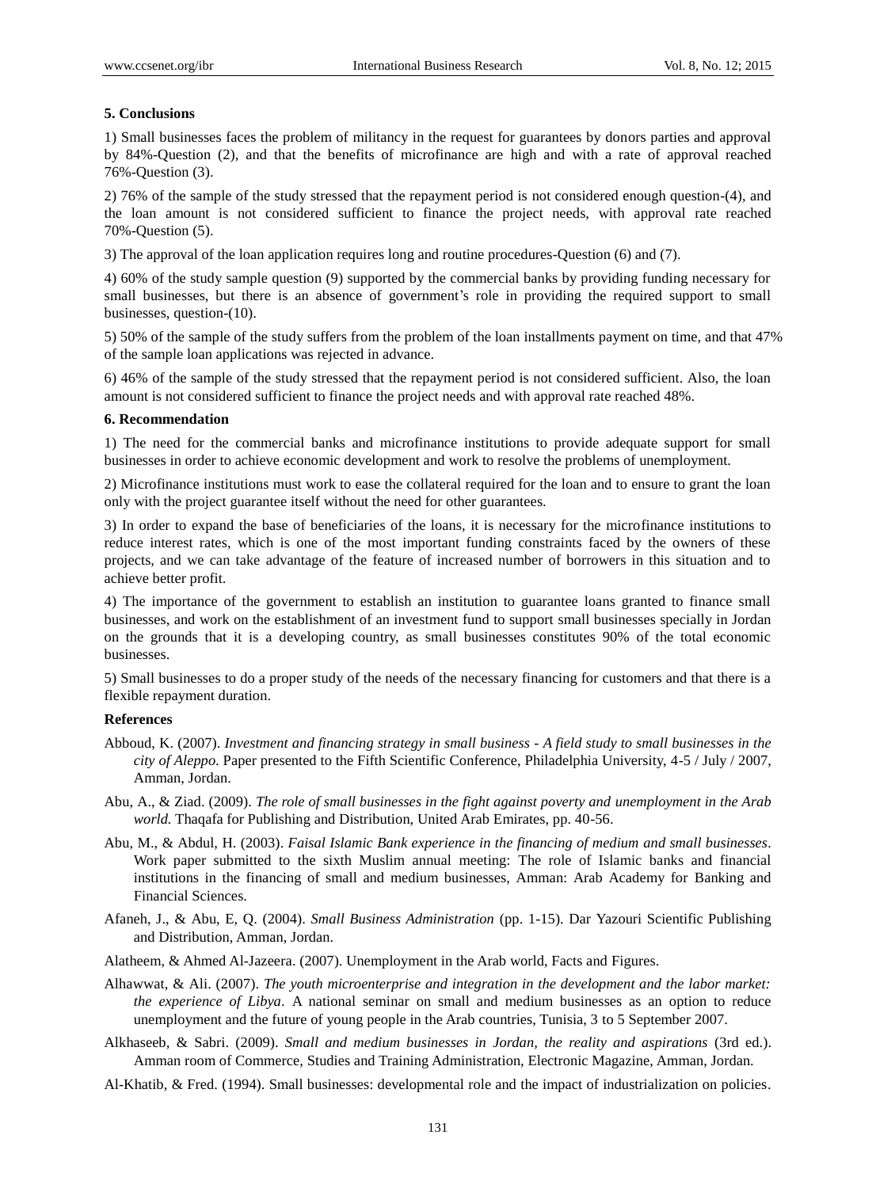### 5. Conclusions

1) Small businesses faces the problem of militancy in the request for guarantees by donors parties and approval by 84%-Question (2), and that the benefits of microfinance are high and with a rate of approval reached 76%-Question (3).

2) 76% of the sample of the study stressed that the repayment period is not considered enough question-(4), and the loan amount is not considered sufficient to finance the project needs, with approval rate reached 70%-Question (5).

3) The approval of the loan application requires long and routine procedures-Question (6) and (7).

4) 60% of the study sample question (9) supported by the commercial banks by providing funding necessary for small businesses, but there is an absence of government's role in providing the required support to small businesses, question-(10).

5) 50% of the sample of the study suffers from the problem of the loan installments payment on time, and that 47% of the sample loan applications was rejected in advance.

6) 46% of the sample of the study stressed that the repayment period is not considered sufficient. Also, the loan amount is not considered sufficient to finance the project needs and with approval rate reached 48%.

### 6. Recommendation

1) The need for the commercial banks and microfinance institutions to provide adequate support for small businesses in order to achieve economic development and work to resolve the problems of unemployment.

2) Microfinance institutions must work to ease the collateral required for the loan and to ensure to grant the loan only with the project guarantee itself without the need for other guarantees.

3) In order to expand the base of beneficiaries of the loans, it is necessary for the microfinance institutions to reduce interest rates, which is one of the most important funding constraints faced by the owners of these projects, and we can take advantage of the feature of increased number of borrowers in this situation and to achieve better profit.

4) The importance of the government to establish an institution to guarantee loans granted to finance small businesses, and work on the establishment of an investment fund to support small businesses specially in Jordan on the grounds that it is a developing country, as small businesses constitutes 90% of the total economic businesses.

5) Small businesses to do a proper study of the needs of the necessary financing for customers and that there is a flexible repayment duration.

### References

Abboud, K. (2007). *Investment and financing strategy in small business - A field study to small businesses in the city of Aleppo.* Paper presented to the Fifth Scientific Conference, Philadelphia University, 4-5 / July / 2007, Amman, Jordan.

Abu, A., & Ziad. (2009). *The role of small businesses in the fight against poverty and unemployment in the Arab world.* Thaqafa for Publishing and Distribution, United Arab Emirates, pp. 40-56.

Abu, M., & Abdul, H. (2003). *Faisal Islamic Bank experience in the financing of medium and small businesses*. Work paper submitted to the sixth Muslim annual meeting: The role of Islamic banks and financial institutions in the financing of small and medium businesses, Amman: Arab Academy for Banking and Financial Sciences.

Afaneh, J., & Abu, E, Q. (2004). *Small Business Administration* (pp. 1-15). Dar Yazouri Scientific Publishing and Distribution, Amman, Jordan.

Alatheem, & Ahmed Al-Jazeera. (2007). Unemployment in the Arab world, Facts and Figures.

Alhawwat, & Ali. (2007). *The youth microenterprise and integration in the development and the labor market: the experience of Libya*. A national seminar on small and medium businesses as an option to reduce unemployment and the future of young people in the Arab countries, Tunisia, 3 to 5 September 2007.

Alkhaseeb, & Sabri. (2009). *Small and medium businesses in Jordan, the reality and aspirations* (3rd ed.). Amman room of Commerce, Studies and Training Administration, Electronic Magazine, Amman, Jordan.

Al-Khatib, & Fred. (1994). Small businesses: developmental role and the impact of industrialization on policies.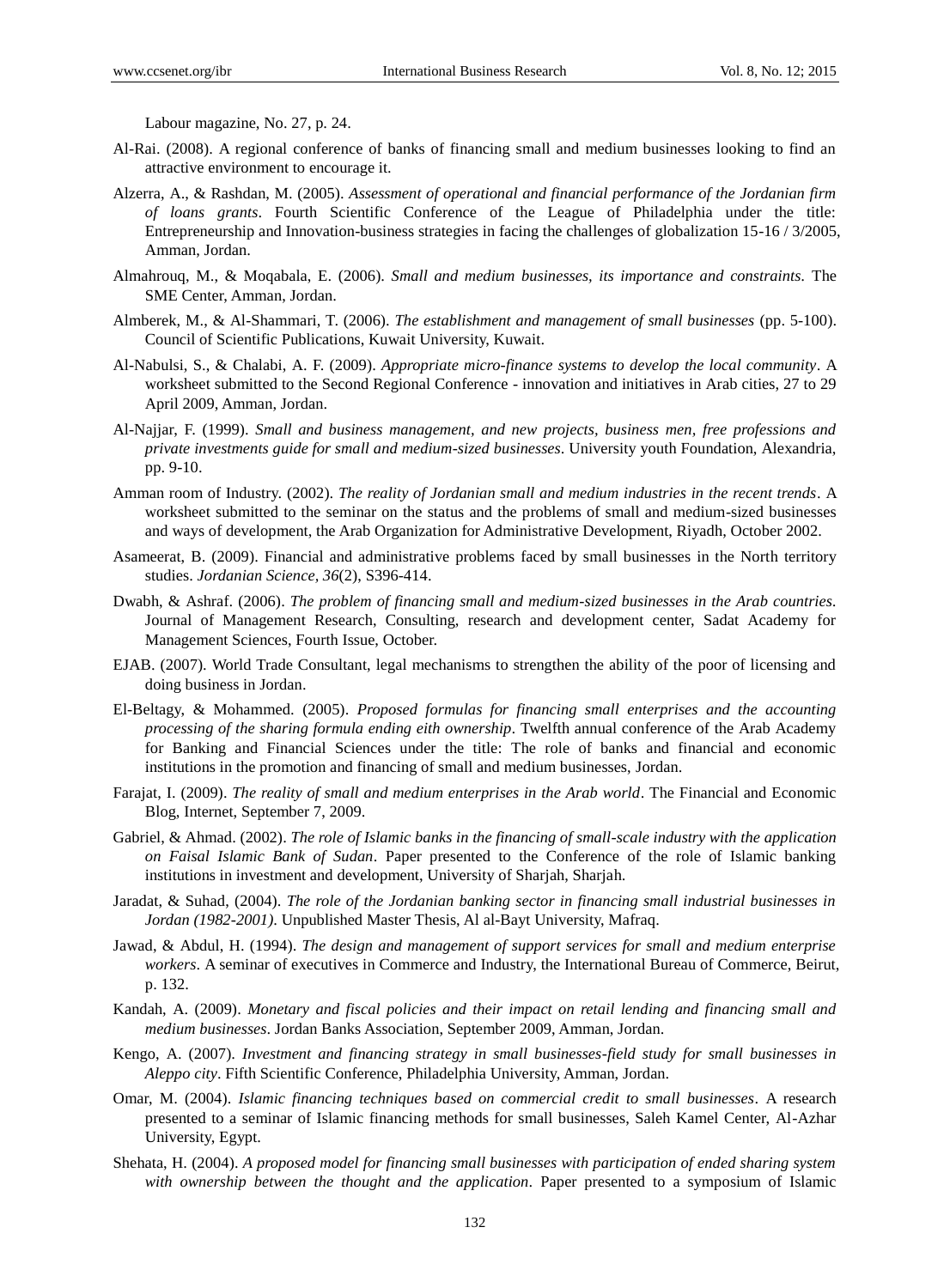Labour magazine, No. 27, p. 24.

Al-Rai. (2008). A regional conference of banks of financing small and medium businesses looking to find an attractive environment to encourage it.

Alzerra, A., & Rashdan, M. (2005). *Assessment of operational and financial performance of the Jordanian firm of loans grants*. Fourth Scientific Conference of the League of Philadelphia under the title: Entrepreneurship and Innovation-business strategies in facing the challenges of globalization 15-16 / 3/2005, Amman, Jordan.

Almahrouq, M., & Moqabala, E. (2006). *Small and medium businesses, its importance and constraints*. The SME Center, Amman, Jordan.

Almberek, M., & Al-Shammari, T. (2006). *The establishment and management of small businesses* (pp. 5-100). Council of Scientific Publications, Kuwait University, Kuwait.

Al-Nabulsi, S., & Chalabi, A. F. (2009). *Appropriate micro-finance systems to develop the local community*. A worksheet submitted to the Second Regional Conference - innovation and initiatives in Arab cities, 27 to 29 April 2009, Amman, Jordan.

Al-Najjar, F. (1999). *Small and business management, and new projects, business men, free professions and private investments guide for small and medium-sized businesses*. University youth Foundation, Alexandria, pp. 9-10.

Amman room of Industry. (2002). *The reality of Jordanian small and medium industries in the recent trends*. A worksheet submitted to the seminar on the status and the problems of small and medium-sized businesses and ways of development, the Arab Organization for Administrative Development, Riyadh, October 2002.

Asameerat, B. (2009). Financial and administrative problems faced by small businesses in the North territory studies. *Jordanian Science, 36*(2), S396-414.

Dwabh, & Ashraf. (2006). *The problem of financing small and medium-sized businesses in the Arab countries*. Journal of Management Research, Consulting, research and development center, Sadat Academy for Management Sciences, Fourth Issue, October.

EJAB. (2007). World Trade Consultant, legal mechanisms to strengthen the ability of the poor of licensing and doing business in Jordan.

El-Beltagy, & Mohammed. (2005). *Proposed formulas for financing small enterprises and the accounting processing of the sharing formula ending eith ownership*. Twelfth annual conference of the Arab Academy for Banking and Financial Sciences under the title: The role of banks and financial and economic institutions in the promotion and financing of small and medium businesses, Jordan.

Farajat, I. (2009). *The reality of small and medium enterprises in the Arab world*. The Financial and Economic Blog, Internet, September 7, 2009.

Gabriel, & Ahmad. (2002). *The role of Islamic banks in the financing of small-scale industry with the application on Faisal Islamic Bank of Sudan*. Paper presented to the Conference of the role of Islamic banking institutions in investment and development, University of Sharjah, Sharjah.

Jaradat, & Suhad, (2004). *The role of the Jordanian banking sector in financing small industrial businesses in Jordan (1982-2001)*. Unpublished Master Thesis, Al al-Bayt University, Mafraq.

Jawad, & Abdul, H. (1994). *The design and management of support services for small and medium enterprise workers*. A seminar of executives in Commerce and Industry, the International Bureau of Commerce, Beirut, p. 132.

Kandah, A. (2009). *Monetary and fiscal policies and their impact on retail lending and financing small and medium businesses*. Jordan Banks Association, September 2009, Amman, Jordan.

Kengo, A. (2007). *Investment and financing strategy in small businesses-field study for small businesses in Aleppo city*. Fifth Scientific Conference, Philadelphia University, Amman, Jordan.

Omar, M. (2004). *Islamic financing techniques based on commercial credit to small businesses*. A research presented to a seminar of Islamic financing methods for small businesses, Saleh Kamel Center, Al-Azhar University, Egypt.

Shehata, H. (2004). *A proposed model for financing small businesses with participation of ended sharing system with ownership between the thought and the application*. Paper presented to a symposium of Islamic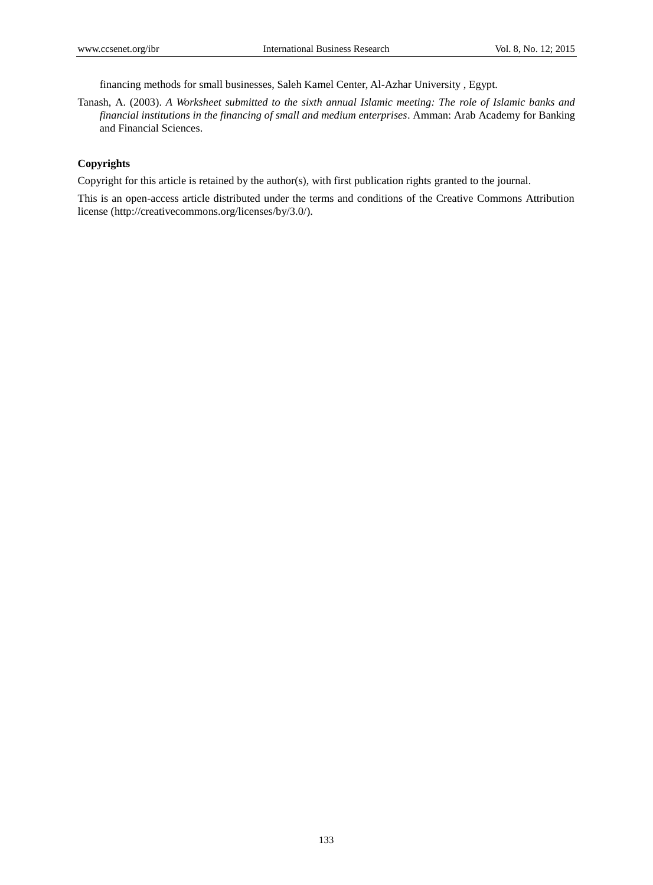financing methods for small businesses, Saleh Kamel Center, Al-Azhar University , Egypt.

Tanash, A. (2003). *A Worksheet submitted to the sixth annual Islamic meeting: The role of Islamic banks and financial institutions in the financing of small and medium enterprises*. Amman: Arab Academy for Banking and Financial Sciences.

**Copyrights**

Copyright for this article is retained by the author(s), with first publication rights granted to the journal.

This is an open-access article distributed under the terms and conditions of the Creative Commons Attribution license (http://creativecommons.org/licenses/by/3.0/).